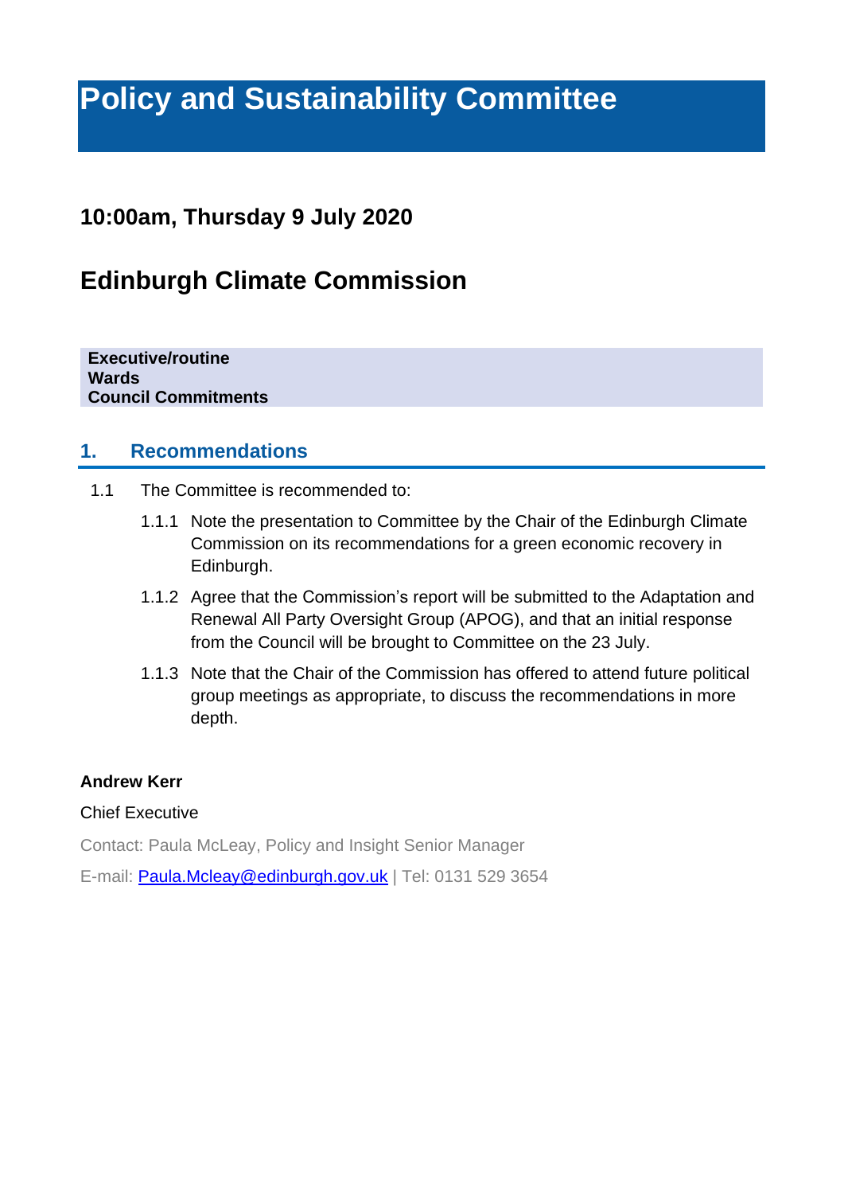# Policy and Sustainability Committee

## 10:00am, Thursday 9 July 2020

## Edinburgh Climate Commission

**Executive/routine**
**Wards**
**Council Commitments**

### 1. Recommendations

1.1 The Committee is recommended to:

1.1.1 Note the presentation to Committee by the Chair of the Edinburgh Climate Commission on its recommendations for a green economic recovery in Edinburgh.

1.1.2 Agree that the Commission's report will be submitted to the Adaptation and Renewal All Party Oversight Group (APOG), and that an initial response from the Council will be brought to Committee on the 23 July.

1.1.3 Note that the Chair of the Commission has offered to attend future political group meetings as appropriate, to discuss the recommendations in more depth.

**Andrew Kerr**

Chief Executive

Contact: Paula McLeay, Policy and Insight Senior Manager

E-mail: Paula.Mcleay@edinburgh.gov.uk | Tel: 0131 529 3654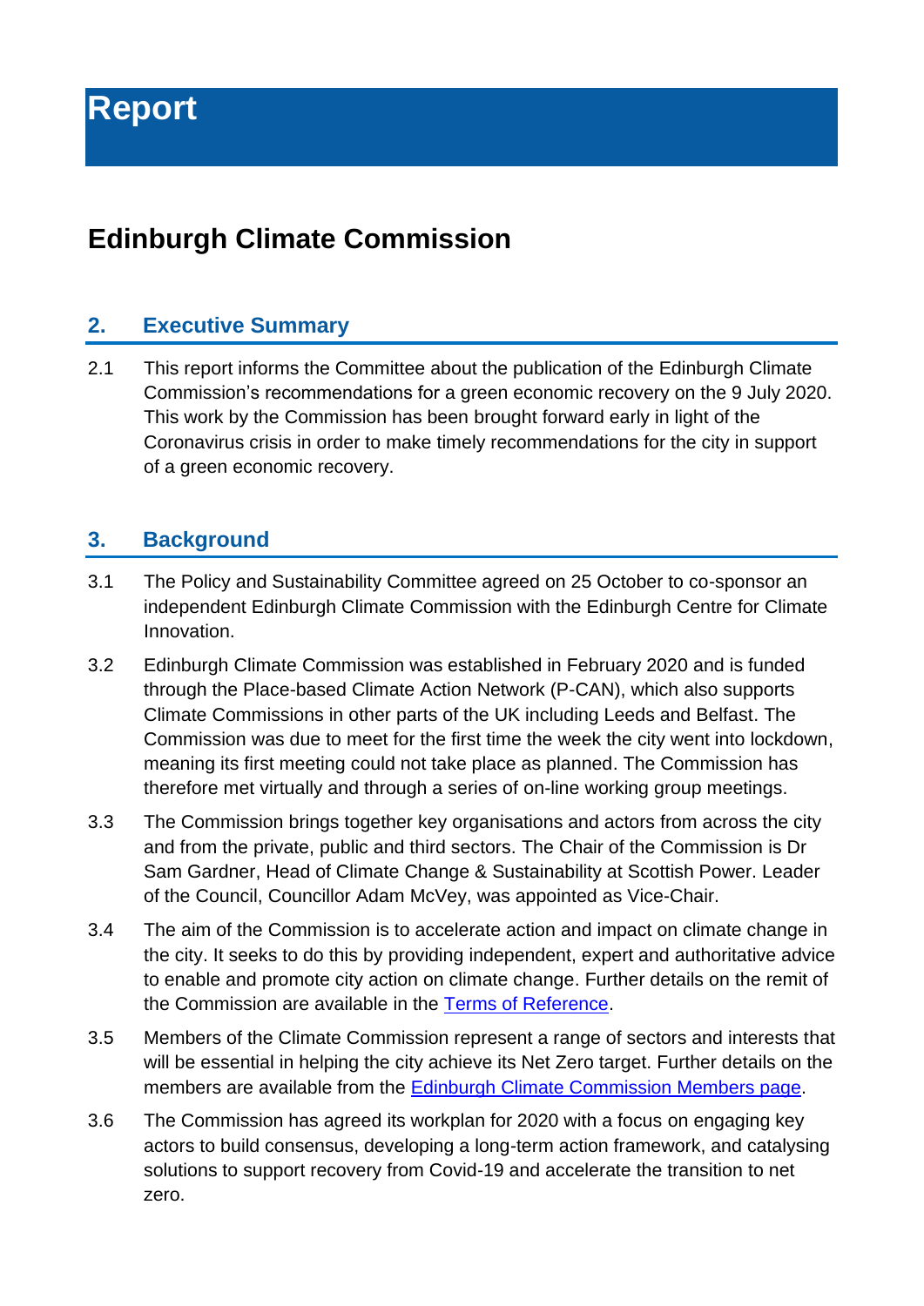# Report

# Edinburgh Climate Commission

## 2. Executive Summary

2.1 This report informs the Committee about the publication of the Edinburgh Climate Commission's recommendations for a green economic recovery on the 9 July 2020. This work by the Commission has been brought forward early in light of the Coronavirus crisis in order to make timely recommendations for the city in support of a green economic recovery.

## 3. Background

3.1 The Policy and Sustainability Committee agreed on 25 October to co-sponsor an independent Edinburgh Climate Commission with the Edinburgh Centre for Climate Innovation.

3.2 Edinburgh Climate Commission was established in February 2020 and is funded through the Place-based Climate Action Network (P-CAN), which also supports Climate Commissions in other parts of the UK including Leeds and Belfast. The Commission was due to meet for the first time the week the city went into lockdown, meaning its first meeting could not take place as planned. The Commission has therefore met virtually and through a series of on-line working group meetings.

3.3 The Commission brings together key organisations and actors from across the city and from the private, public and third sectors. The Chair of the Commission is Dr Sam Gardner, Head of Climate Change & Sustainability at Scottish Power. Leader of the Council, Councillor Adam McVey, was appointed as Vice-Chair.

3.4 The aim of the Commission is to accelerate action and impact on climate change in the city. It seeks to do this by providing independent, expert and authoritative advice to enable and promote city action on climate change. Further details on the remit of the Commission are available in the Terms of Reference.

3.5 Members of the Climate Commission represent a range of sectors and interests that will be essential in helping the city achieve its Net Zero target. Further details on the members are available from the Edinburgh Climate Commission Members page.

3.6 The Commission has agreed its workplan for 2020 with a focus on engaging key actors to build consensus, developing a long-term action framework, and catalysing solutions to support recovery from Covid-19 and accelerate the transition to net zero.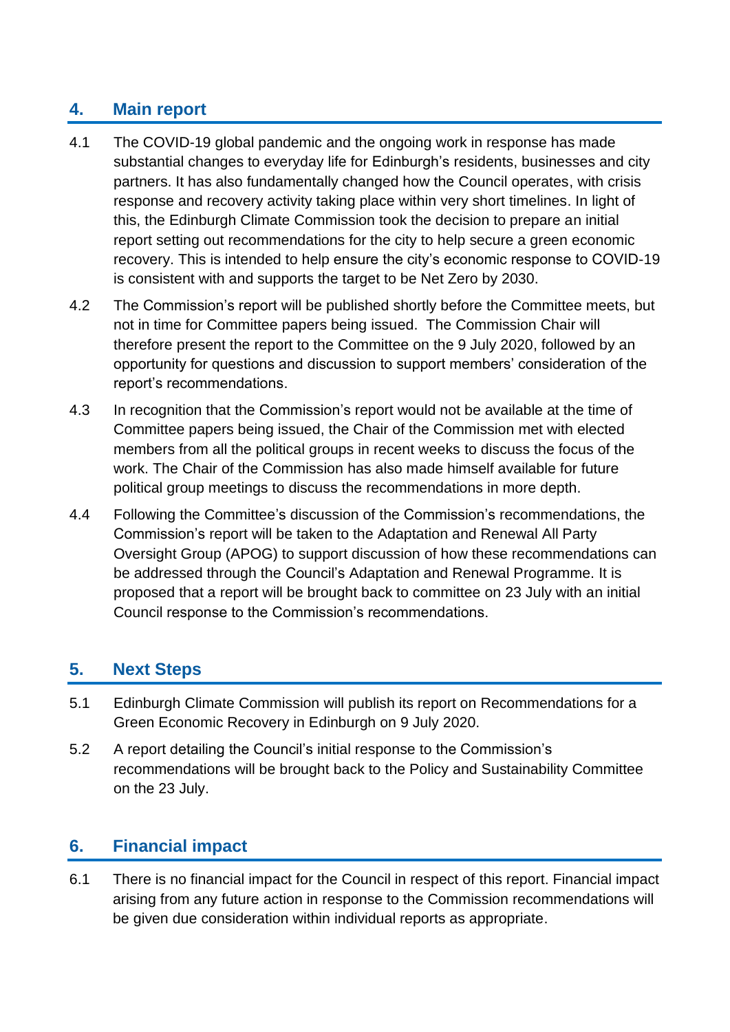## 4. Main report

4.1 The COVID-19 global pandemic and the ongoing work in response has made substantial changes to everyday life for Edinburgh's residents, businesses and city partners. It has also fundamentally changed how the Council operates, with crisis response and recovery activity taking place within very short timelines. In light of this, the Edinburgh Climate Commission took the decision to prepare an initial report setting out recommendations for the city to help secure a green economic recovery. This is intended to help ensure the city's economic response to COVID-19 is consistent with and supports the target to be Net Zero by 2030.

4.2 The Commission's report will be published shortly before the Committee meets, but not in time for Committee papers being issued. The Commission Chair will therefore present the report to the Committee on the 9 July 2020, followed by an opportunity for questions and discussion to support members' consideration of the report's recommendations.

4.3 In recognition that the Commission's report would not be available at the time of Committee papers being issued, the Chair of the Commission met with elected members from all the political groups in recent weeks to discuss the focus of the work. The Chair of the Commission has also made himself available for future political group meetings to discuss the recommendations in more depth.

4.4 Following the Committee's discussion of the Commission's recommendations, the Commission's report will be taken to the Adaptation and Renewal All Party Oversight Group (APOG) to support discussion of how these recommendations can be addressed through the Council's Adaptation and Renewal Programme. It is proposed that a report will be brought back to committee on 23 July with an initial Council response to the Commission's recommendations.

## 5. Next Steps

5.1 Edinburgh Climate Commission will publish its report on Recommendations for a Green Economic Recovery in Edinburgh on 9 July 2020.

5.2 A report detailing the Council's initial response to the Commission's recommendations will be brought back to the Policy and Sustainability Committee on the 23 July.

## 6. Financial impact

6.1 There is no financial impact for the Council in respect of this report. Financial impact arising from any future action in response to the Commission recommendations will be given due consideration within individual reports as appropriate.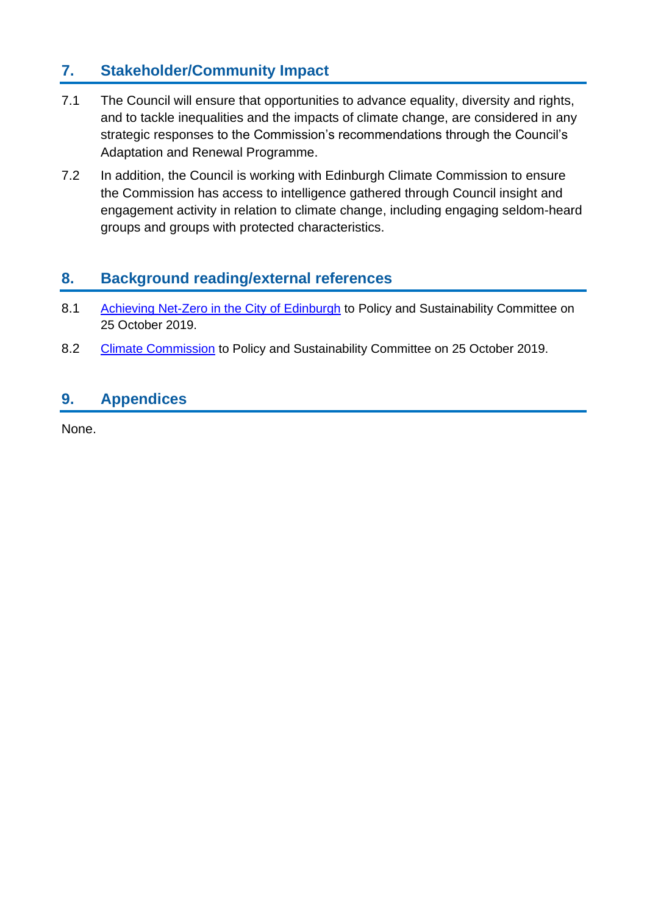## 7. Stakeholder/Community Impact

7.1 The Council will ensure that opportunities to advance equality, diversity and rights, and to tackle inequalities and the impacts of climate change, are considered in any strategic responses to the Commission's recommendations through the Council's Adaptation and Renewal Programme.

7.2 In addition, the Council is working with Edinburgh Climate Commission to ensure the Commission has access to intelligence gathered through Council insight and engagement activity in relation to climate change, including engaging seldom-heard groups and groups with protected characteristics.

## 8. Background reading/external references

8.1 Achieving Net-Zero in the City of Edinburgh to Policy and Sustainability Committee on 25 October 2019.

8.2 Climate Commission to Policy and Sustainability Committee on 25 October 2019.

## 9. Appendices

None.